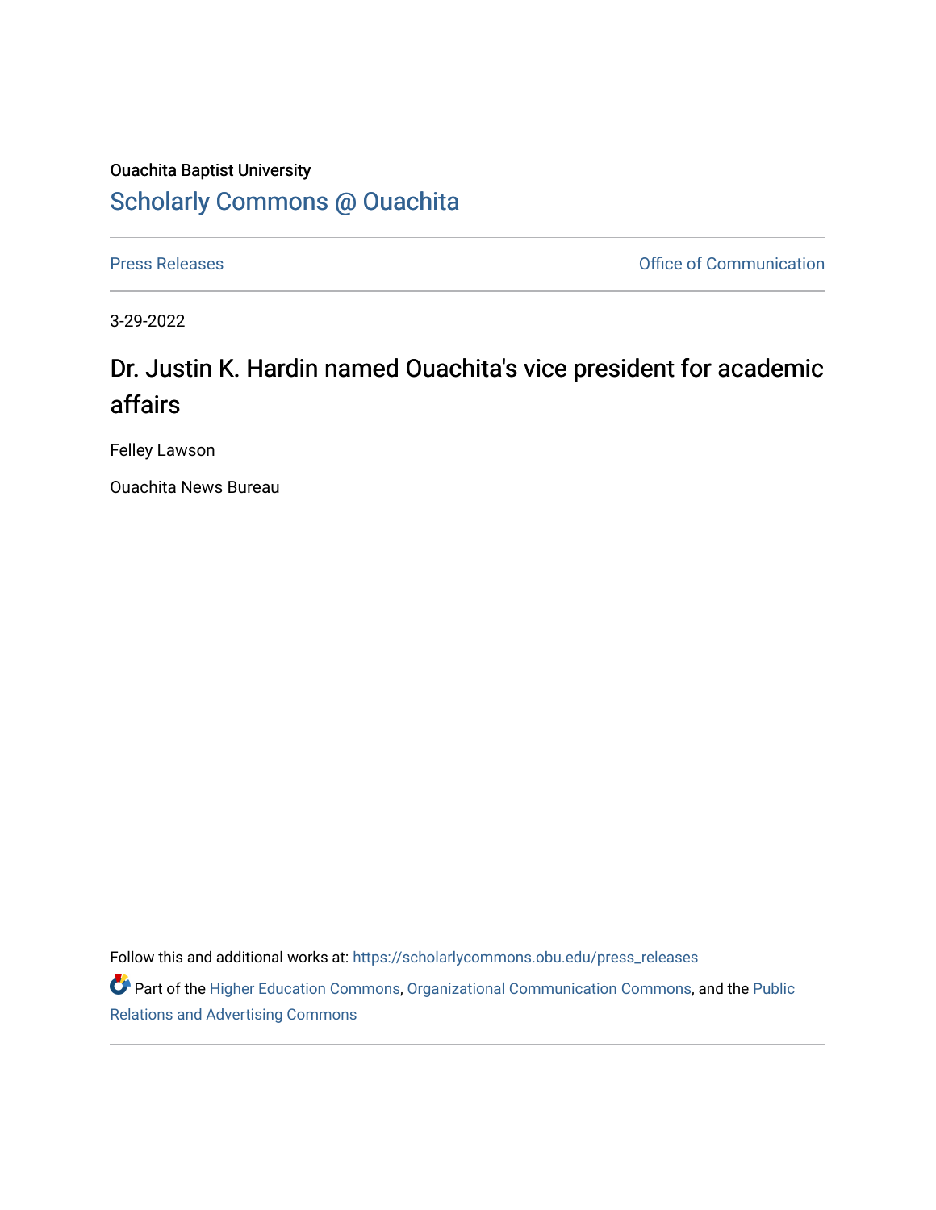Ouachita Baptist University

Scholarly Commons @ Ouachita

Press Releases | Office of Communication

3-29-2022

# Dr. Justin K. Hardin named Ouachita's vice president for academic affairs

Felley Lawson

Ouachita News Bureau

Follow this and additional works at: https://scholarlycommons.obu.edu/press_releases

Part of the Higher Education Commons, Organizational Communication Commons, and the Public Relations and Advertising Commons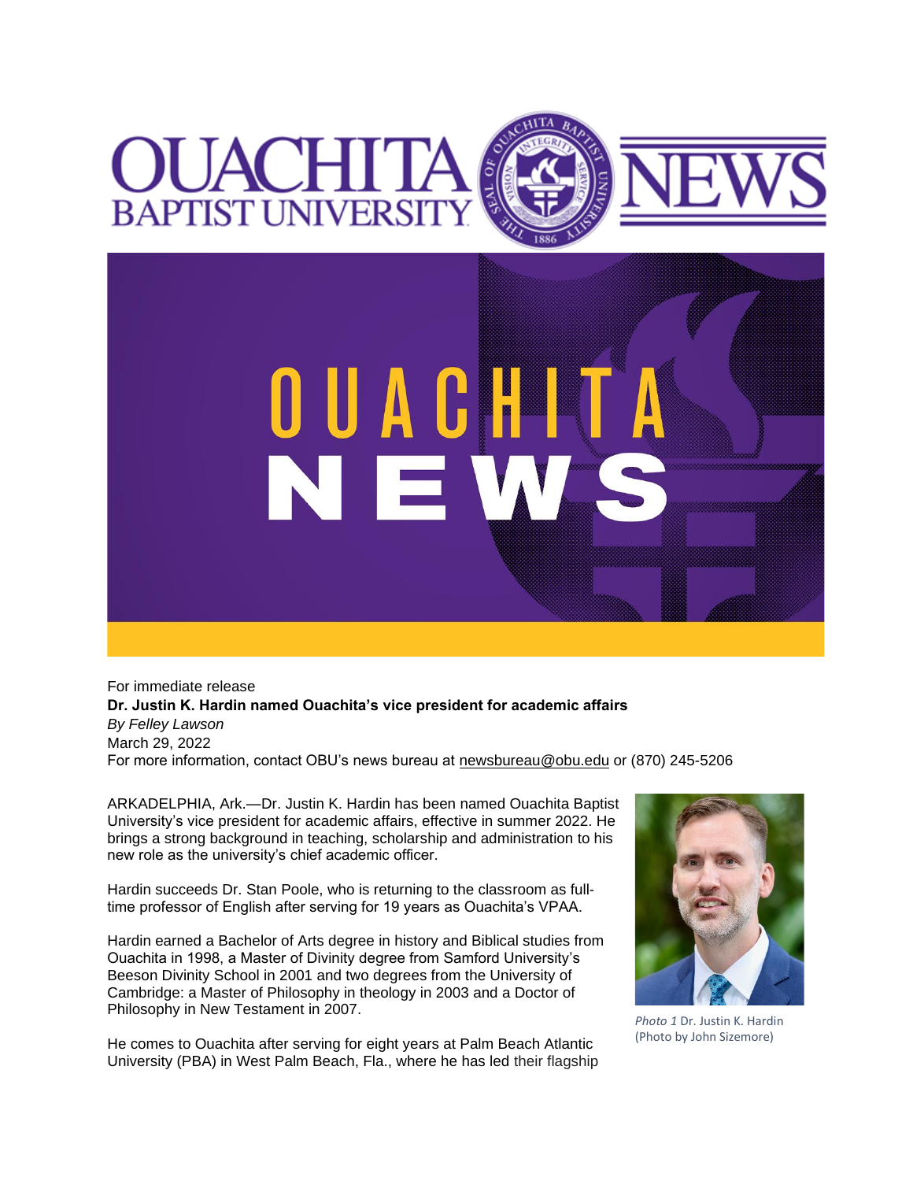For immediate release

**Dr. Justin K. Hardin named Ouachita's vice president for academic affairs**

*By Felley Lawson*

March 29, 2022

For more information, contact OBU's news bureau at newsbureau@obu.edu or (870) 245-5206

ARKADELPHIA, Ark.—Dr. Justin K. Hardin has been named Ouachita Baptist University's vice president for academic affairs, effective in summer 2022. He brings a strong background in teaching, scholarship and administration to his new role as the university's chief academic officer.

Hardin succeeds Dr. Stan Poole, who is returning to the classroom as full-time professor of English after serving for 19 years as Ouachita's VPAA.

Hardin earned a Bachelor of Arts degree in history and Biblical studies from Ouachita in 1998, a Master of Divinity degree from Samford University's Beeson Divinity School in 2001 and two degrees from the University of Cambridge: a Master of Philosophy in theology in 2003 and a Doctor of Philosophy in New Testament in 2007.

*Photo 1* Dr. Justin K. Hardin (Photo by John Sizemore)

He comes to Ouachita after serving for eight years at Palm Beach Atlantic University (PBA) in West Palm Beach, Fla., where he has led their flagship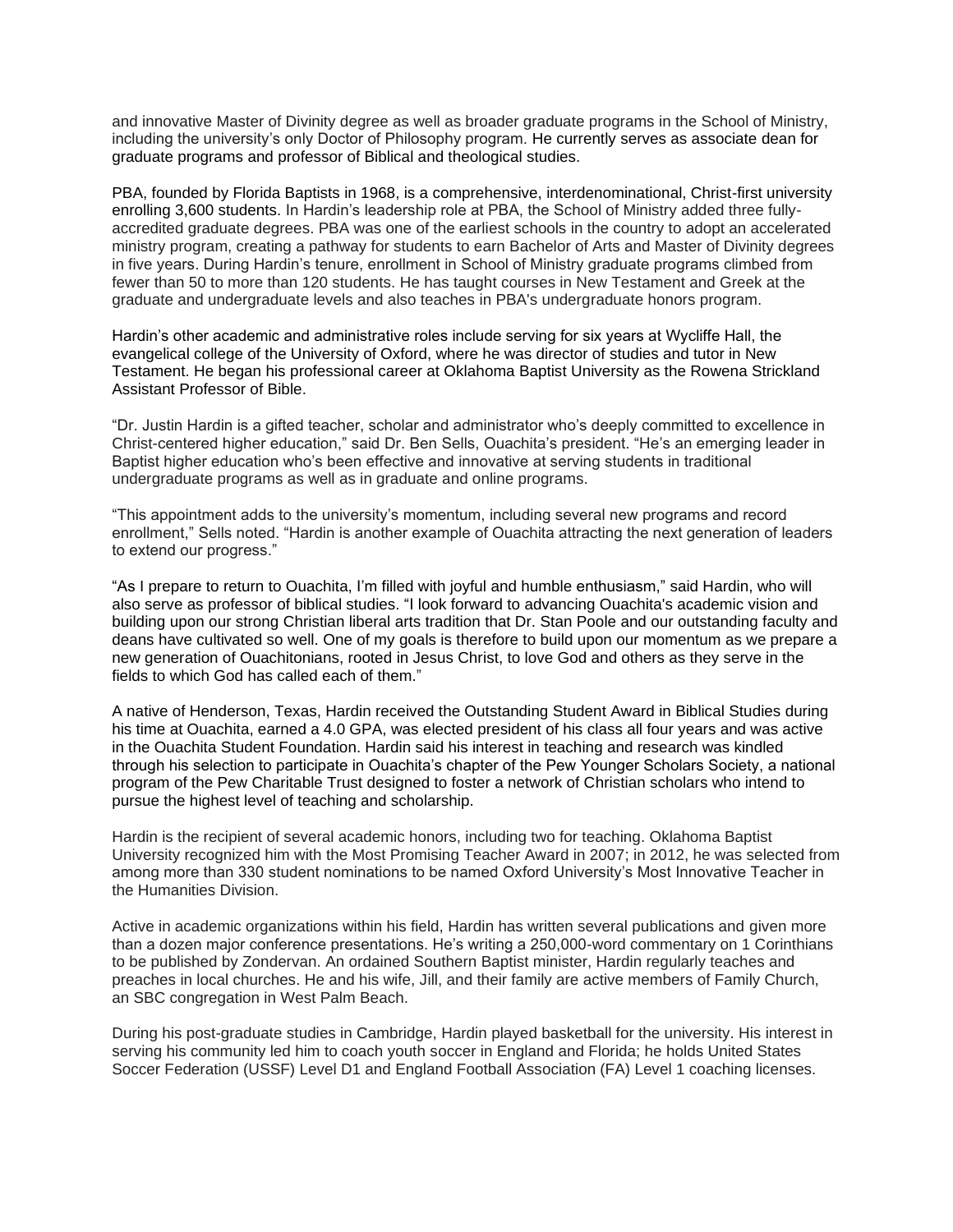and innovative Master of Divinity degree as well as broader graduate programs in the School of Ministry, including the university's only Doctor of Philosophy program. He currently serves as associate dean for graduate programs and professor of Biblical and theological studies.

PBA, founded by Florida Baptists in 1968, is a comprehensive, interdenominational, Christ-first university enrolling 3,600 students. In Hardin's leadership role at PBA, the School of Ministry added three fully-accredited graduate degrees. PBA was one of the earliest schools in the country to adopt an accelerated ministry program, creating a pathway for students to earn Bachelor of Arts and Master of Divinity degrees in five years. During Hardin's tenure, enrollment in School of Ministry graduate programs climbed from fewer than 50 to more than 120 students. He has taught courses in New Testament and Greek at the graduate and undergraduate levels and also teaches in PBA's undergraduate honors program.

Hardin's other academic and administrative roles include serving for six years at Wycliffe Hall, the evangelical college of the University of Oxford, where he was director of studies and tutor in New Testament. He began his professional career at Oklahoma Baptist University as the Rowena Strickland Assistant Professor of Bible.

"Dr. Justin Hardin is a gifted teacher, scholar and administrator who's deeply committed to excellence in Christ-centered higher education," said Dr. Ben Sells, Ouachita's president. "He's an emerging leader in Baptist higher education who's been effective and innovative at serving students in traditional undergraduate programs as well as in graduate and online programs.

"This appointment adds to the university's momentum, including several new programs and record enrollment," Sells noted. "Hardin is another example of Ouachita attracting the next generation of leaders to extend our progress."

"As I prepare to return to Ouachita, I'm filled with joyful and humble enthusiasm," said Hardin, who will also serve as professor of biblical studies. "I look forward to advancing Ouachita's academic vision and building upon our strong Christian liberal arts tradition that Dr. Stan Poole and our outstanding faculty and deans have cultivated so well. One of my goals is therefore to build upon our momentum as we prepare a new generation of Ouachitonians, rooted in Jesus Christ, to love God and others as they serve in the fields to which God has called each of them."

A native of Henderson, Texas, Hardin received the Outstanding Student Award in Biblical Studies during his time at Ouachita, earned a 4.0 GPA, was elected president of his class all four years and was active in the Ouachita Student Foundation. Hardin said his interest in teaching and research was kindled through his selection to participate in Ouachita's chapter of the Pew Younger Scholars Society, a national program of the Pew Charitable Trust designed to foster a network of Christian scholars who intend to pursue the highest level of teaching and scholarship.

Hardin is the recipient of several academic honors, including two for teaching. Oklahoma Baptist University recognized him with the Most Promising Teacher Award in 2007; in 2012, he was selected from among more than 330 student nominations to be named Oxford University's Most Innovative Teacher in the Humanities Division.

Active in academic organizations within his field, Hardin has written several publications and given more than a dozen major conference presentations. He's writing a 250,000-word commentary on 1 Corinthians to be published by Zondervan. An ordained Southern Baptist minister, Hardin regularly teaches and preaches in local churches. He and his wife, Jill, and their family are active members of Family Church, an SBC congregation in West Palm Beach.

During his post-graduate studies in Cambridge, Hardin played basketball for the university. His interest in serving his community led him to coach youth soccer in England and Florida; he holds United States Soccer Federation (USSF) Level D1 and England Football Association (FA) Level 1 coaching licenses.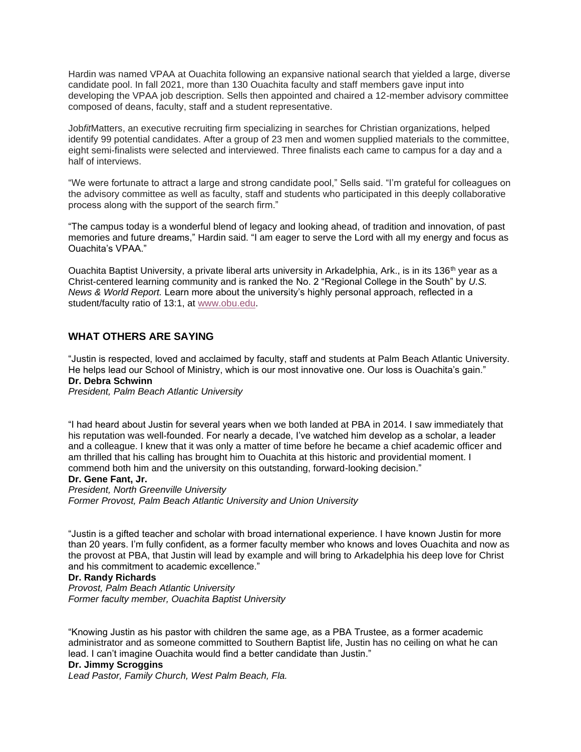Hardin was named VPAA at Ouachita following an expansive national search that yielded a large, diverse candidate pool. In fall 2021, more than 130 Ouachita faculty and staff members gave input into developing the VPAA job description. Sells then appointed and chaired a 12-member advisory committee composed of deans, faculty, staff and a student representative.

Job*fit*Matters, an executive recruiting firm specializing in searches for Christian organizations, helped identify 99 potential candidates. After a group of 23 men and women supplied materials to the committee, eight semi-finalists were selected and interviewed. Three finalists each came to campus for a day and a half of interviews.

"We were fortunate to attract a large and strong candidate pool," Sells said. "I'm grateful for colleagues on the advisory committee as well as faculty, staff and students who participated in this deeply collaborative process along with the support of the search firm."

"The campus today is a wonderful blend of legacy and looking ahead, of tradition and innovation, of past memories and future dreams," Hardin said. "I am eager to serve the Lord with all my energy and focus as Ouachita's VPAA."

Ouachita Baptist University, a private liberal arts university in Arkadelphia, Ark., is in its 136th year as a Christ-centered learning community and is ranked the No. 2 "Regional College in the South" by *U.S. News & World Report.* Learn more about the university's highly personal approach, reflected in a student/faculty ratio of 13:1, at [www.obu.edu](www.obu.edu).

## WHAT OTHERS ARE SAYING

"Justin is respected, loved and acclaimed by faculty, staff and students at Palm Beach Atlantic University. He helps lead our School of Ministry, which is our most innovative one. Our loss is Ouachita's gain."
**Dr. Debra Schwinn**
*President, Palm Beach Atlantic University*

"I had heard about Justin for several years when we both landed at PBA in 2014. I saw immediately that his reputation was well-founded. For nearly a decade, I've watched him develop as a scholar, a leader and a colleague. I knew that it was only a matter of time before he became a chief academic officer and am thrilled that his calling has brought him to Ouachita at this historic and providential moment. I commend both him and the university on this outstanding, forward-looking decision."
**Dr. Gene Fant, Jr.**
*President, North Greenville University*
*Former Provost, Palm Beach Atlantic University and Union University*

"Justin is a gifted teacher and scholar with broad international experience. I have known Justin for more than 20 years. I'm fully confident, as a former faculty member who knows and loves Ouachita and now as the provost at PBA, that Justin will lead by example and will bring to Arkadelphia his deep love for Christ and his commitment to academic excellence."
**Dr. Randy Richards**
*Provost, Palm Beach Atlantic University*
*Former faculty member, Ouachita Baptist University*

"Knowing Justin as his pastor with children the same age, as a PBA Trustee, as a former academic administrator and as someone committed to Southern Baptist life, Justin has no ceiling on what he can lead. I can't imagine Ouachita would find a better candidate than Justin."
**Dr. Jimmy Scroggins**
*Lead Pastor, Family Church, West Palm Beach, Fla.*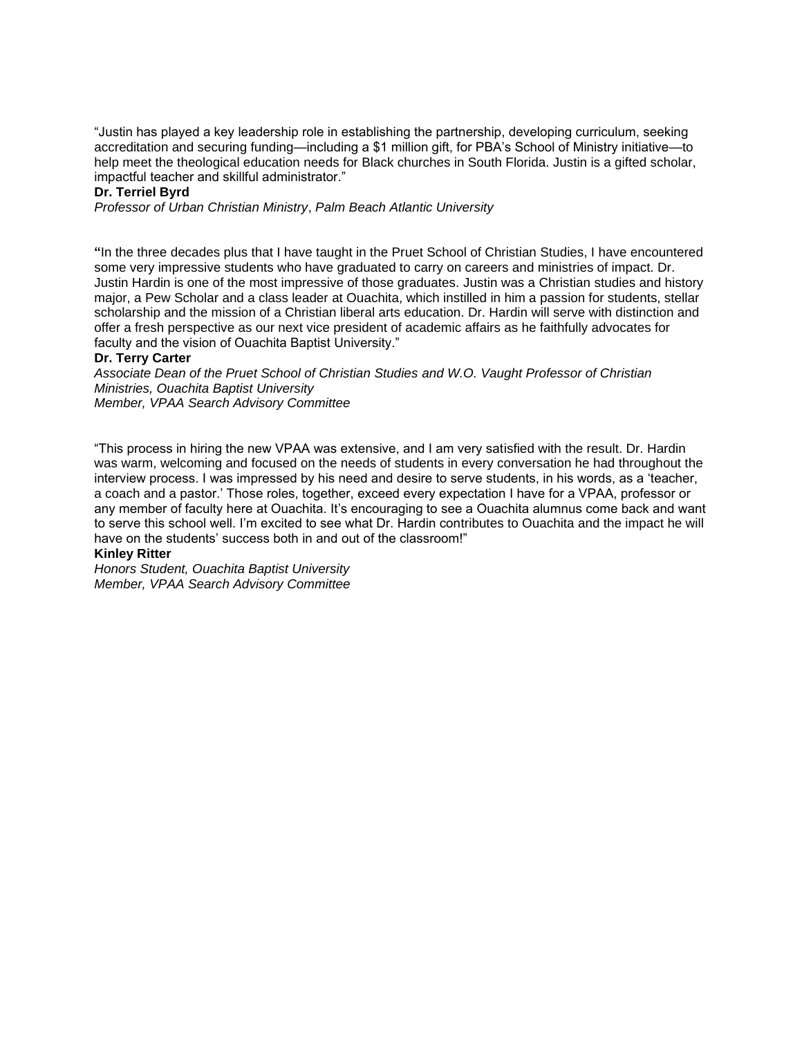"Justin has played a key leadership role in establishing the partnership, developing curriculum, seeking accreditation and securing funding—including a $1 million gift, for PBA's School of Ministry initiative—to help meet the theological education needs for Black churches in South Florida. Justin is a gifted scholar, impactful teacher and skillful administrator."

**Dr. Terriel Byrd**
*Professor of Urban Christian Ministry*, *Palm Beach Atlantic University*

**"**In the three decades plus that I have taught in the Pruet School of Christian Studies, I have encountered some very impressive students who have graduated to carry on careers and ministries of impact. Dr. Justin Hardin is one of the most impressive of those graduates. Justin was a Christian studies and history major, a Pew Scholar and a class leader at Ouachita, which instilled in him a passion for students, stellar scholarship and the mission of a Christian liberal arts education. Dr. Hardin will serve with distinction and offer a fresh perspective as our next vice president of academic affairs as he faithfully advocates for faculty and the vision of Ouachita Baptist University."

**Dr. Terry Carter**
*Associate Dean of the Pruet School of Christian Studies and W.O. Vaught Professor of Christian Ministries, Ouachita Baptist University*
*Member, VPAA Search Advisory Committee*

"This process in hiring the new VPAA was extensive, and I am very satisfied with the result. Dr. Hardin was warm, welcoming and focused on the needs of students in every conversation he had throughout the interview process. I was impressed by his need and desire to serve students, in his words, as a 'teacher, a coach and a pastor.' Those roles, together, exceed every expectation I have for a VPAA, professor or any member of faculty here at Ouachita. It's encouraging to see a Ouachita alumnus come back and want to serve this school well. I'm excited to see what Dr. Hardin contributes to Ouachita and the impact he will have on the students' success both in and out of the classroom!"

**Kinley Ritter**
*Honors Student, Ouachita Baptist University*
*Member, VPAA Search Advisory Committee*